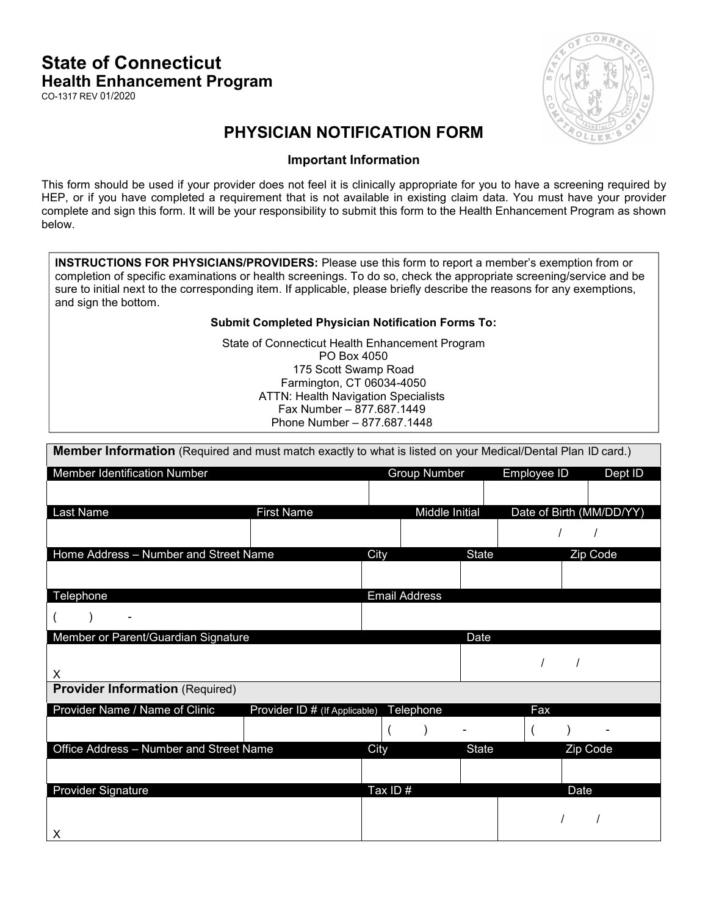**State of Connecticut**
**Health Enhancement Program**
CO-1317 REV 01/2020

# PHYSICIAN NOTIFICATION FORM

### Important Information

This form should be used if your provider does not feel it is clinically appropriate for you to have a screening required by HEP, or if you have completed a requirement that is not available in existing claim data. You must have your provider complete and sign this form. It will be your responsibility to submit this form to the Health Enhancement Program as shown below.

**INSTRUCTIONS FOR PHYSICIANS/PROVIDERS:** Please use this form to report a member's exemption from or completion of specific examinations or health screenings. To do so, check the appropriate screening/service and be sure to initial next to the corresponding item. If applicable, please briefly describe the reasons for any exemptions, and sign the bottom.

**Submit Completed Physician Notification Forms To:**

State of Connecticut Health Enhancement Program
PO Box 4050
175 Scott Swamp Road
Farmington, CT 06034-4050
ATTN: Health Navigation Specialists
Fax Number – 877.687.1449
Phone Number – 877.687.1448

**Member Information** (Required and must match exactly to what is listed on your Medical/Dental Plan ID card.)

| Member Identification Number | Group Number | Employee ID | Dept ID |
|---|---|---|---|
| | | | |

| Last Name | First Name | Middle Initial | Date of Birth (MM/DD/YY) |
|---|---|---|---|
| | | | / / |

| Home Address – Number and Street Name | City | State | Zip Code |
|---|---|---|---|
| | | | |

| Telephone | Email Address |
|---|---|
| ( ) - | |

| Member or Parent/Guardian Signature | Date |
|---|---|
| X | / / |

**Provider Information** (Required)

| Provider Name / Name of Clinic | Provider ID # (If Applicable) | Telephone | Fax |
|---|---|---|---|
| | | ( ) - | ( ) - |

| Office Address – Number and Street Name | City | State | Zip Code |
|---|---|---|---|
| | | | |

| Provider Signature | Tax ID # | Date |
|---|---|---|
| X | | / / |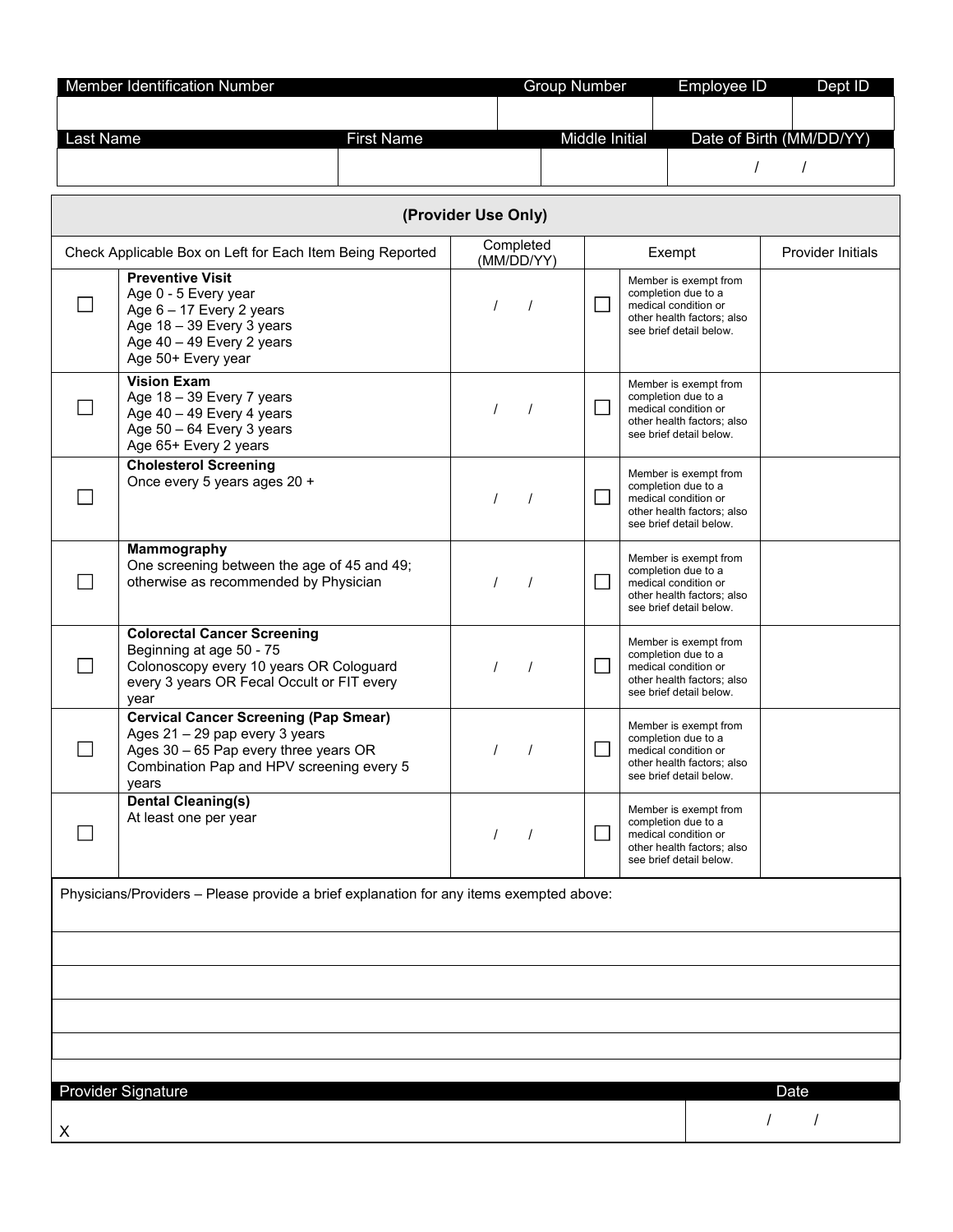| Member Identification Number | Group Number | Employee ID | Dept ID |
|---|---|---|---|
| | | | |

| Last Name | First Name | Middle Initial | Date of Birth (MM/DD/YY) |
|---|---|---|---|
| | | | / / |

**(Provider Use Only)**

| Check Applicable Box on Left for Each Item Being Reported | | Completed (MM/DD/YY) | Exempt | | Provider Initials |
|---|---|---|---|---|---|
| ☐ | **Preventive Visit**<br>Age 0 - 5 Every year<br>Age 6 – 17 Every 2 years<br>Age 18 – 39 Every 3 years<br>Age 40 – 49 Every 2 years<br>Age 50+ Every year | / / | ☐ | Member is exempt from completion due to a medical condition or other health factors; also see brief detail below. | |
| ☐ | **Vision Exam**<br>Age 18 – 39 Every 7 years<br>Age 40 – 49 Every 4 years<br>Age 50 – 64 Every 3 years<br>Age 65+ Every 2 years | / / | ☐ | Member is exempt from completion due to a medical condition or other health factors; also see brief detail below. | |
| ☐ | **Cholesterol Screening**<br>Once every 5 years ages 20 + | / / | ☐ | Member is exempt from completion due to a medical condition or other health factors; also see brief detail below. | |
| ☐ | **Mammography**<br>One screening between the age of 45 and 49; otherwise as recommended by Physician | / / | ☐ | Member is exempt from completion due to a medical condition or other health factors; also see brief detail below. | |
| ☐ | **Colorectal Cancer Screening**<br>Beginning at age 50 - 75<br>Colonoscopy every 10 years OR Cologuard every 3 years OR Fecal Occult or FIT every year | / / | ☐ | Member is exempt from completion due to a medical condition or other health factors; also see brief detail below. | |
| ☐ | **Cervical Cancer Screening (Pap Smear)**<br>Ages 21 – 29 pap every 3 years<br>Ages 30 – 65 Pap every three years OR Combination Pap and HPV screening every 5 years | / / | ☐ | Member is exempt from completion due to a medical condition or other health factors; also see brief detail below. | |
| ☐ | **Dental Cleaning(s)**<br>At least one per year | / / | ☐ | Member is exempt from completion due to a medical condition or other health factors; also see brief detail below. | |

Physicians/Providers – Please provide a brief explanation for any items exempted above:

| Provider Signature | Date |
|---|---|
| X | / / |